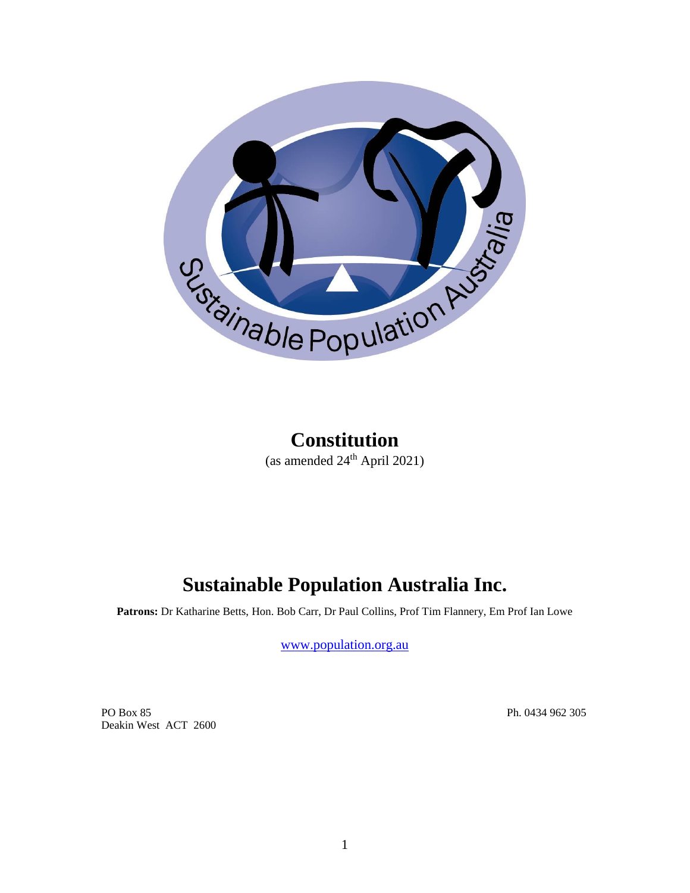# Constitution

(as amended 24th April 2021)

# Sustainable Population Australia Inc.

**Patrons:** Dr Katharine Betts, Hon. Bob Carr, Dr Paul Collins, Prof Tim Flannery, Em Prof Ian Lowe

www.population.org.au

PO Box 85
Deakin West ACT 2600

Ph. 0434 962 305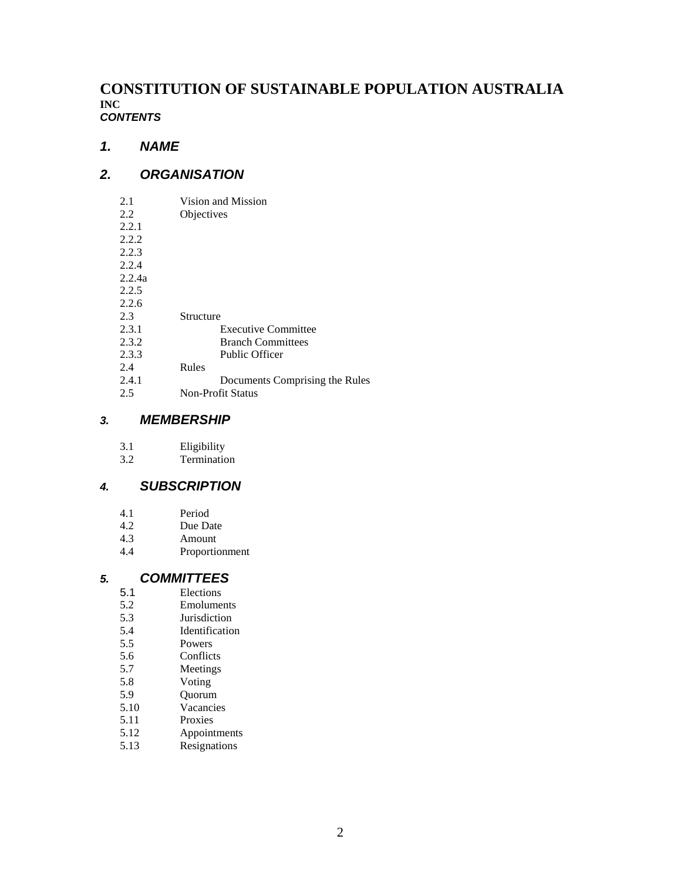# CONSTITUTION OF SUSTAINABLE POPULATION AUSTRALIA INC

***CONTENTS***

## *1. NAME*

## *2. ORGANISATION*

2.1 Vision and Mission
2.2 Objectives
2.2.1
2.2.2
2.2.3
2.2.4
2.2.4a
2.2.5
2.2.6
2.3 Structure
2.3.1 Executive Committee
2.3.2 Branch Committees
2.3.3 Public Officer
2.4 Rules
2.4.1 Documents Comprising the Rules
2.5 Non-Profit Status

## *3. MEMBERSHIP*

3.1 Eligibility
3.2 Termination

## *4. SUBSCRIPTION*

4.1 Period
4.2 Due Date
4.3 Amount
4.4 Proportionment

## *5. COMMITTEES*

5.1 Elections
5.2 Emoluments
5.3 Jurisdiction
5.4 Identification
5.5 Powers
5.6 Conflicts
5.7 Meetings
5.8 Voting
5.9 Quorum
5.10 Vacancies
5.11 Proxies
5.12 Appointments
5.13 Resignations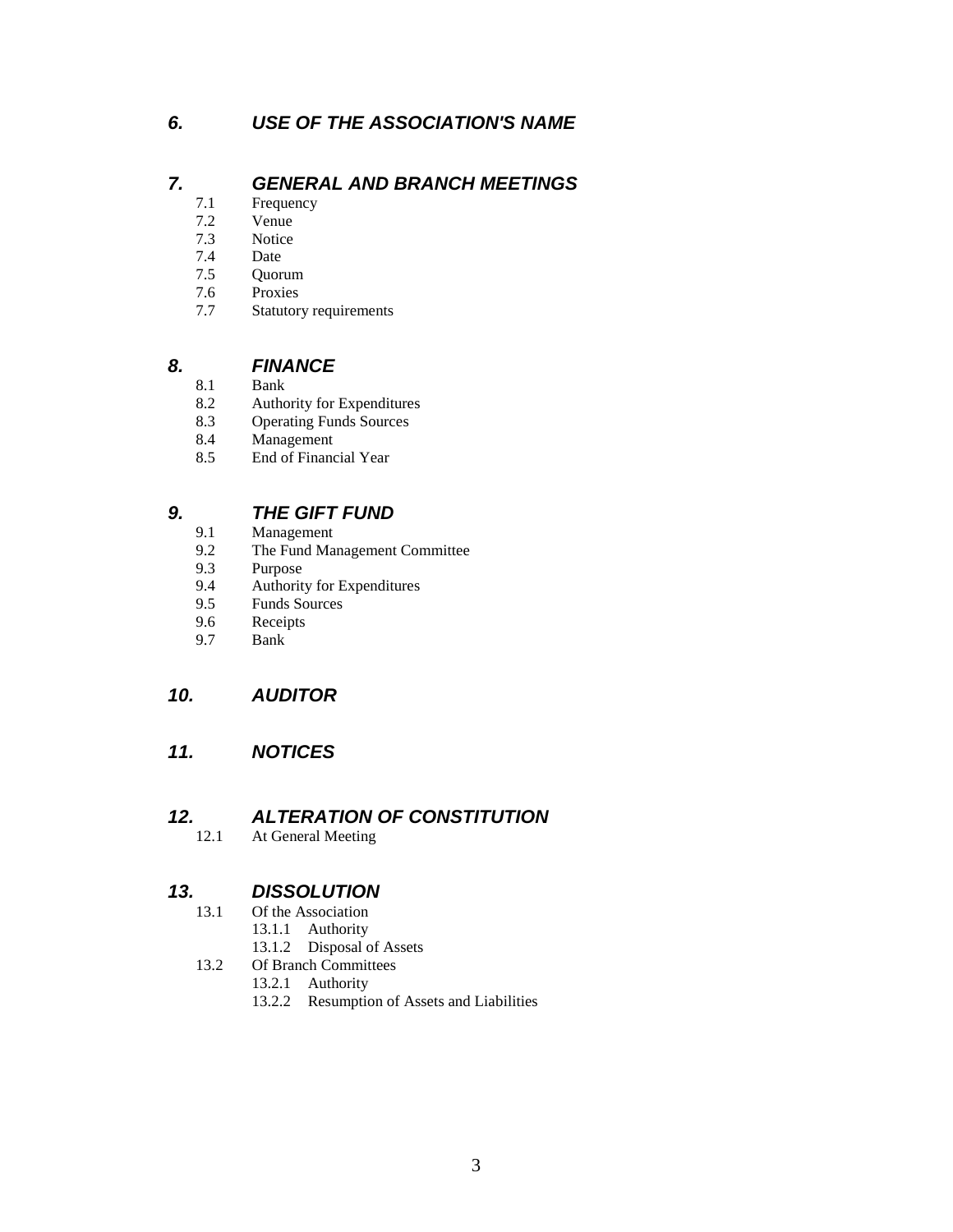## *6. USE OF THE ASSOCIATION'S NAME*

## *7. GENERAL AND BRANCH MEETINGS*

- 7.1 Frequency
- 7.2 Venue
- 7.3 Notice
- 7.4 Date
- 7.5 Quorum
- 7.6 Proxies
- 7.7 Statutory requirements

## *8. FINANCE*

- 8.1 Bank
- 8.2 Authority for Expenditures
- 8.3 Operating Funds Sources
- 8.4 Management
- 8.5 End of Financial Year

## *9. THE GIFT FUND*

- 9.1 Management
- 9.2 The Fund Management Committee
- 9.3 Purpose
- 9.4 Authority for Expenditures
- 9.5 Funds Sources
- 9.6 Receipts
- 9.7 Bank

## *10. AUDITOR*

## *11. NOTICES*

## *12. ALTERATION OF CONSTITUTION*

- 12.1 At General Meeting

## *13. DISSOLUTION*

- 13.1 Of the Association
  - 13.1.1 Authority
  - 13.1.2 Disposal of Assets
- 13.2 Of Branch Committees
  - 13.2.1 Authority
  - 13.2.2 Resumption of Assets and Liabilities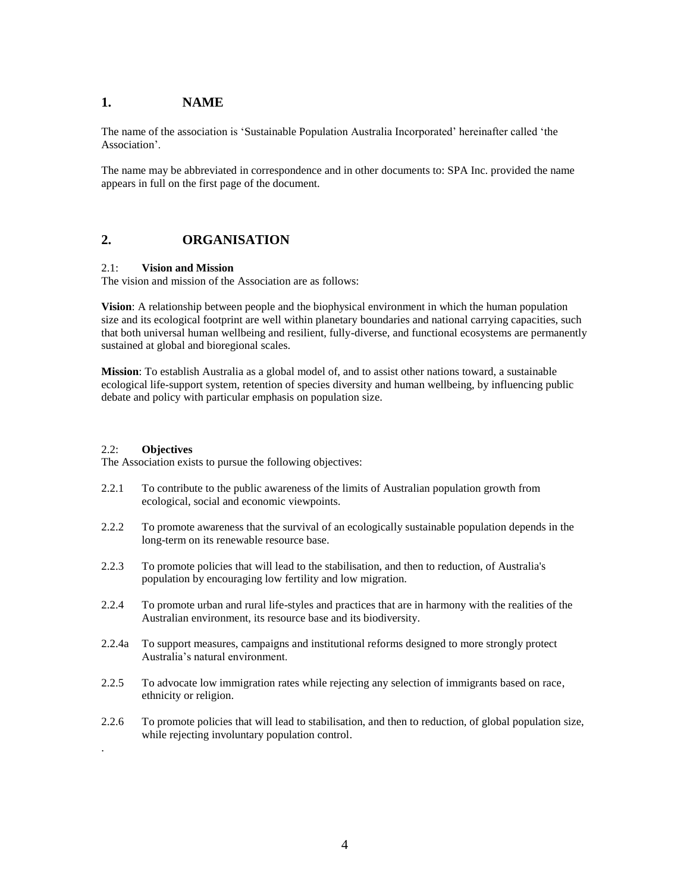## 1. NAME

The name of the association is 'Sustainable Population Australia Incorporated' hereinafter called 'the Association'.

The name may be abbreviated in correspondence and in other documents to: SPA Inc. provided the name appears in full on the first page of the document.

## 2. ORGANISATION

### 2.1: **Vision and Mission**

The vision and mission of the Association are as follows:

**Vision**: A relationship between people and the biophysical environment in which the human population size and its ecological footprint are well within planetary boundaries and national carrying capacities, such that both universal human wellbeing and resilient, fully-diverse, and functional ecosystems are permanently sustained at global and bioregional scales.

**Mission**: To establish Australia as a global model of, and to assist other nations toward, a sustainable ecological life-support system, retention of species diversity and human wellbeing, by influencing public debate and policy with particular emphasis on population size.

### 2.2: **Objectives**

The Association exists to pursue the following objectives:

2.2.1 To contribute to the public awareness of the limits of Australian population growth from ecological, social and economic viewpoints.

2.2.2 To promote awareness that the survival of an ecologically sustainable population depends in the long-term on its renewable resource base.

2.2.3 To promote policies that will lead to the stabilisation, and then to reduction, of Australia's population by encouraging low fertility and low migration.

2.2.4 To promote urban and rural life-styles and practices that are in harmony with the realities of the Australian environment, its resource base and its biodiversity.

2.2.4a To support measures, campaigns and institutional reforms designed to more strongly protect Australia's natural environment.

2.2.5 To advocate low immigration rates while rejecting any selection of immigrants based on race, ethnicity or religion.

2.2.6 To promote policies that will lead to stabilisation, and then to reduction, of global population size, while rejecting involuntary population control.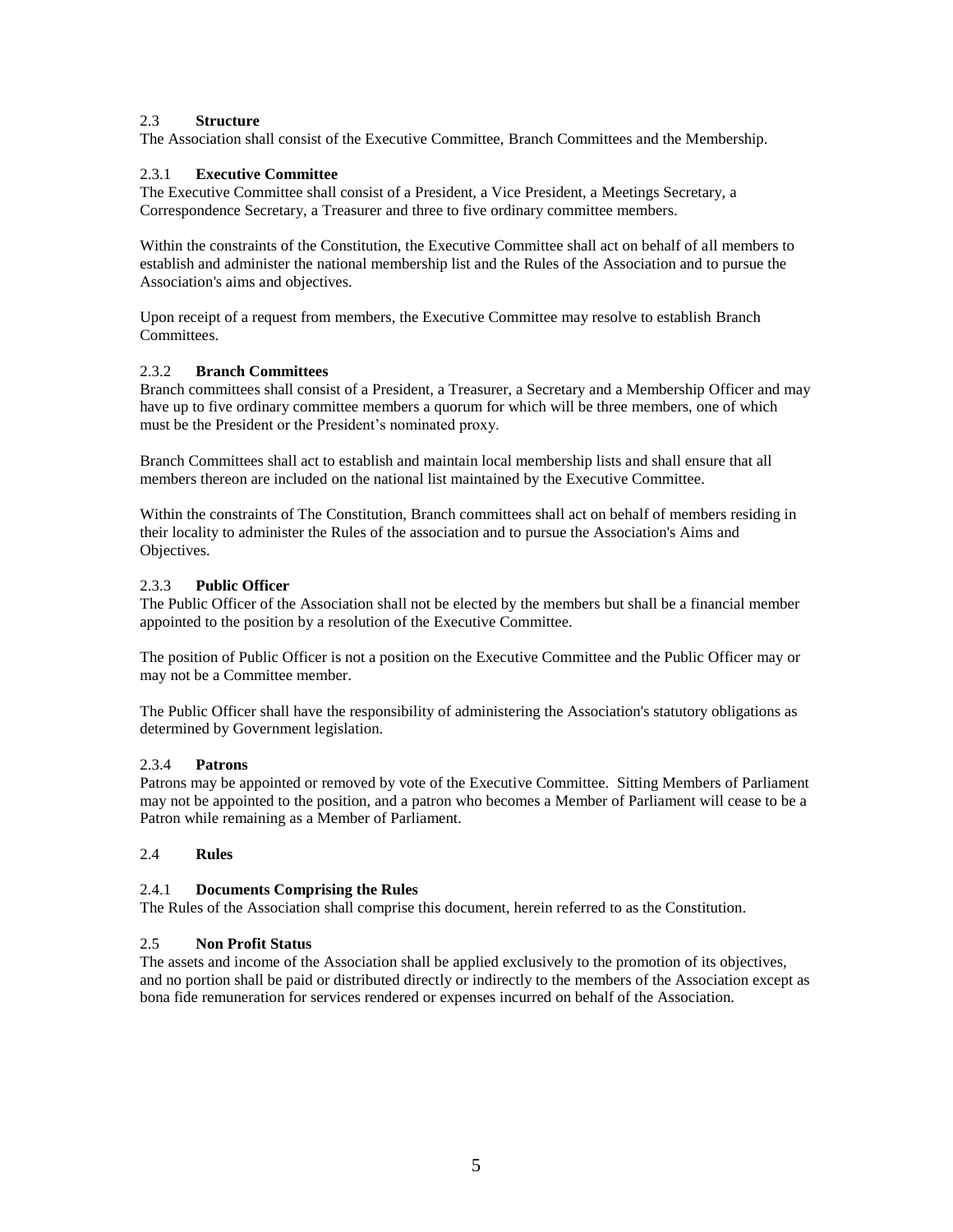### 2.3 **Structure**

The Association shall consist of the Executive Committee, Branch Committees and the Membership.

#### 2.3.1 **Executive Committee**

The Executive Committee shall consist of a President, a Vice President, a Meetings Secretary, a Correspondence Secretary, a Treasurer and three to five ordinary committee members.

Within the constraints of the Constitution, the Executive Committee shall act on behalf of all members to establish and administer the national membership list and the Rules of the Association and to pursue the Association's aims and objectives.

Upon receipt of a request from members, the Executive Committee may resolve to establish Branch Committees.

#### 2.3.2 **Branch Committees**

Branch committees shall consist of a President, a Treasurer, a Secretary and a Membership Officer and may have up to five ordinary committee members a quorum for which will be three members, one of which must be the President or the President's nominated proxy.

Branch Committees shall act to establish and maintain local membership lists and shall ensure that all members thereon are included on the national list maintained by the Executive Committee.

Within the constraints of The Constitution, Branch committees shall act on behalf of members residing in their locality to administer the Rules of the association and to pursue the Association's Aims and Objectives.

#### 2.3.3 **Public Officer**

The Public Officer of the Association shall not be elected by the members but shall be a financial member appointed to the position by a resolution of the Executive Committee.

The position of Public Officer is not a position on the Executive Committee and the Public Officer may or may not be a Committee member.

The Public Officer shall have the responsibility of administering the Association's statutory obligations as determined by Government legislation.

#### 2.3.4 **Patrons**

Patrons may be appointed or removed by vote of the Executive Committee. Sitting Members of Parliament may not be appointed to the position, and a patron who becomes a Member of Parliament will cease to be a Patron while remaining as a Member of Parliament.

### 2.4 **Rules**

#### 2.4.1 **Documents Comprising the Rules**

The Rules of the Association shall comprise this document, herein referred to as the Constitution.

### 2.5 **Non Profit Status**

The assets and income of the Association shall be applied exclusively to the promotion of its objectives, and no portion shall be paid or distributed directly or indirectly to the members of the Association except as bona fide remuneration for services rendered or expenses incurred on behalf of the Association.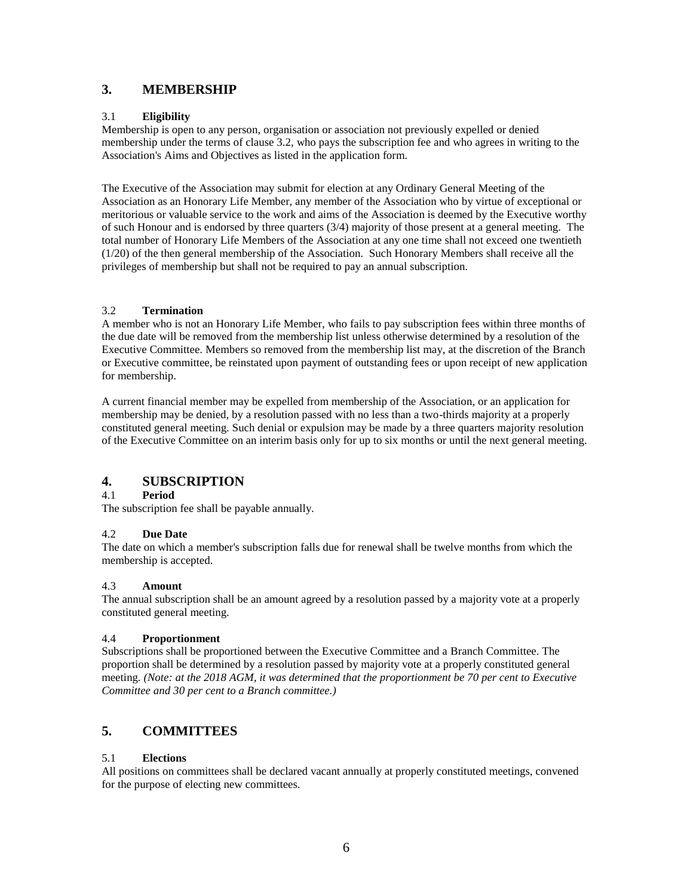## 3. MEMBERSHIP

### 3.1 **Eligibility**

Membership is open to any person, organisation or association not previously expelled or denied membership under the terms of clause 3.2, who pays the subscription fee and who agrees in writing to the Association's Aims and Objectives as listed in the application form.

The Executive of the Association may submit for election at any Ordinary General Meeting of the Association as an Honorary Life Member, any member of the Association who by virtue of exceptional or meritorious or valuable service to the work and aims of the Association is deemed by the Executive worthy of such Honour and is endorsed by three quarters (3/4) majority of those present at a general meeting. The total number of Honorary Life Members of the Association at any one time shall not exceed one twentieth (1/20) of the then general membership of the Association. Such Honorary Members shall receive all the privileges of membership but shall not be required to pay an annual subscription.

### 3.2 **Termination**

A member who is not an Honorary Life Member, who fails to pay subscription fees within three months of the due date will be removed from the membership list unless otherwise determined by a resolution of the Executive Committee. Members so removed from the membership list may, at the discretion of the Branch or Executive committee, be reinstated upon payment of outstanding fees or upon receipt of new application for membership.

A current financial member may be expelled from membership of the Association, or an application for membership may be denied, by a resolution passed with no less than a two-thirds majority at a properly constituted general meeting. Such denial or expulsion may be made by a three quarters majority resolution of the Executive Committee on an interim basis only for up to six months or until the next general meeting.

## 4. SUBSCRIPTION

### 4.1 **Period**

The subscription fee shall be payable annually.

### 4.2 **Due Date**

The date on which a member's subscription falls due for renewal shall be twelve months from which the membership is accepted.

### 4.3 **Amount**

The annual subscription shall be an amount agreed by a resolution passed by a majority vote at a properly constituted general meeting.

### 4.4 **Proportionment**

Subscriptions shall be proportioned between the Executive Committee and a Branch Committee. The proportion shall be determined by a resolution passed by majority vote at a properly constituted general meeting. *(Note: at the 2018 AGM, it was determined that the proportionment be 70 per cent to Executive Committee and 30 per cent to a Branch committee.)*

## 5. COMMITTEES

### 5.1 **Elections**

All positions on committees shall be declared vacant annually at properly constituted meetings, convened for the purpose of electing new committees.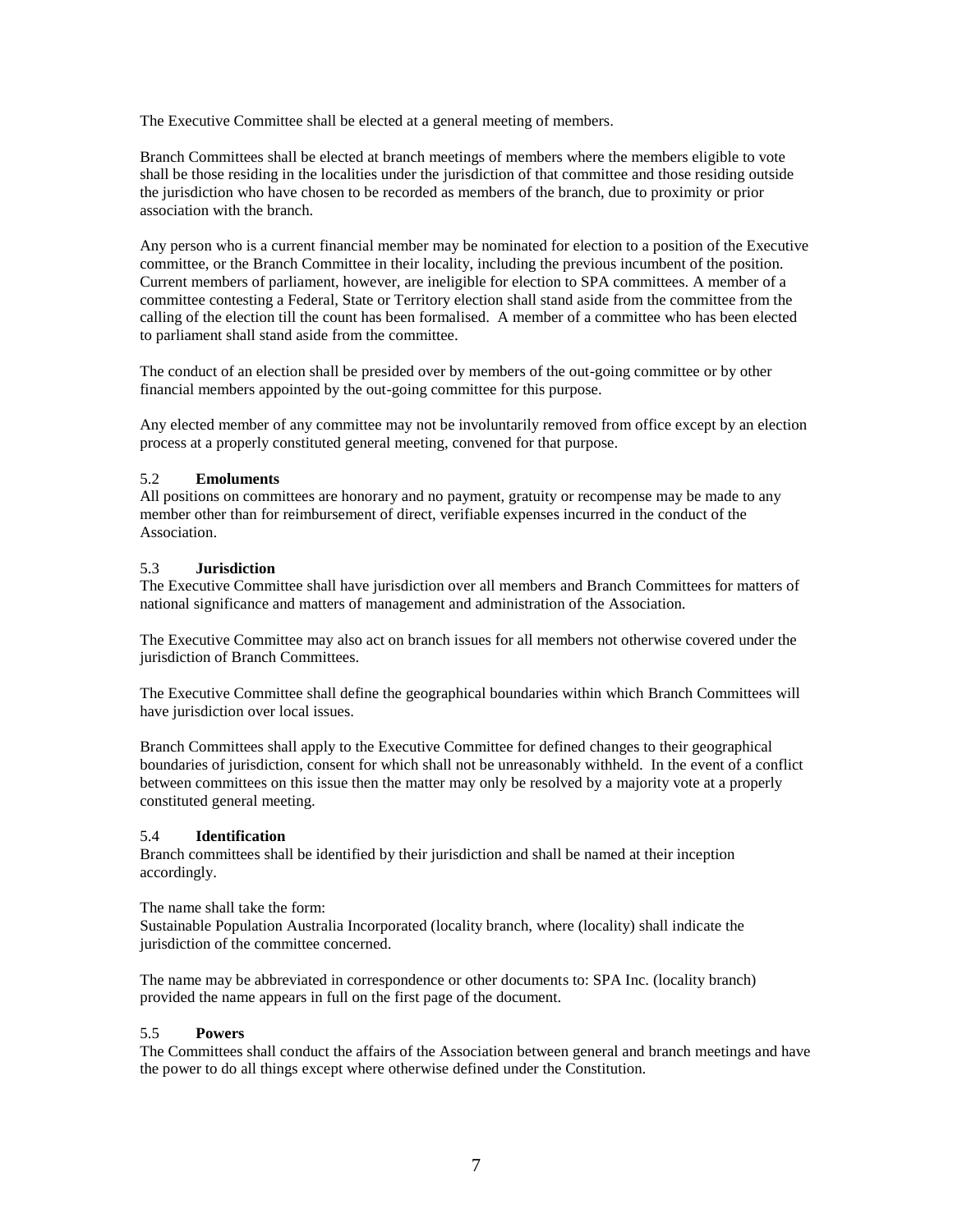The Executive Committee shall be elected at a general meeting of members.

Branch Committees shall be elected at branch meetings of members where the members eligible to vote shall be those residing in the localities under the jurisdiction of that committee and those residing outside the jurisdiction who have chosen to be recorded as members of the branch, due to proximity or prior association with the branch.

Any person who is a current financial member may be nominated for election to a position of the Executive committee, or the Branch Committee in their locality, including the previous incumbent of the position. Current members of parliament, however, are ineligible for election to SPA committees. A member of a committee contesting a Federal, State or Territory election shall stand aside from the committee from the calling of the election till the count has been formalised. A member of a committee who has been elected to parliament shall stand aside from the committee.

The conduct of an election shall be presided over by members of the out-going committee or by other financial members appointed by the out-going committee for this purpose.

Any elected member of any committee may not be involuntarily removed from office except by an election process at a properly constituted general meeting, convened for that purpose.

### 5.2 **Emoluments**

All positions on committees are honorary and no payment, gratuity or recompense may be made to any member other than for reimbursement of direct, verifiable expenses incurred in the conduct of the Association.

### 5.3 **Jurisdiction**

The Executive Committee shall have jurisdiction over all members and Branch Committees for matters of national significance and matters of management and administration of the Association.

The Executive Committee may also act on branch issues for all members not otherwise covered under the jurisdiction of Branch Committees.

The Executive Committee shall define the geographical boundaries within which Branch Committees will have jurisdiction over local issues.

Branch Committees shall apply to the Executive Committee for defined changes to their geographical boundaries of jurisdiction, consent for which shall not be unreasonably withheld. In the event of a conflict between committees on this issue then the matter may only be resolved by a majority vote at a properly constituted general meeting.

### 5.4 **Identification**

Branch committees shall be identified by their jurisdiction and shall be named at their inception accordingly.

The name shall take the form:
Sustainable Population Australia Incorporated (locality branch, where (locality) shall indicate the jurisdiction of the committee concerned.

The name may be abbreviated in correspondence or other documents to: SPA Inc. (locality branch) provided the name appears in full on the first page of the document.

### 5.5 **Powers**

The Committees shall conduct the affairs of the Association between general and branch meetings and have the power to do all things except where otherwise defined under the Constitution.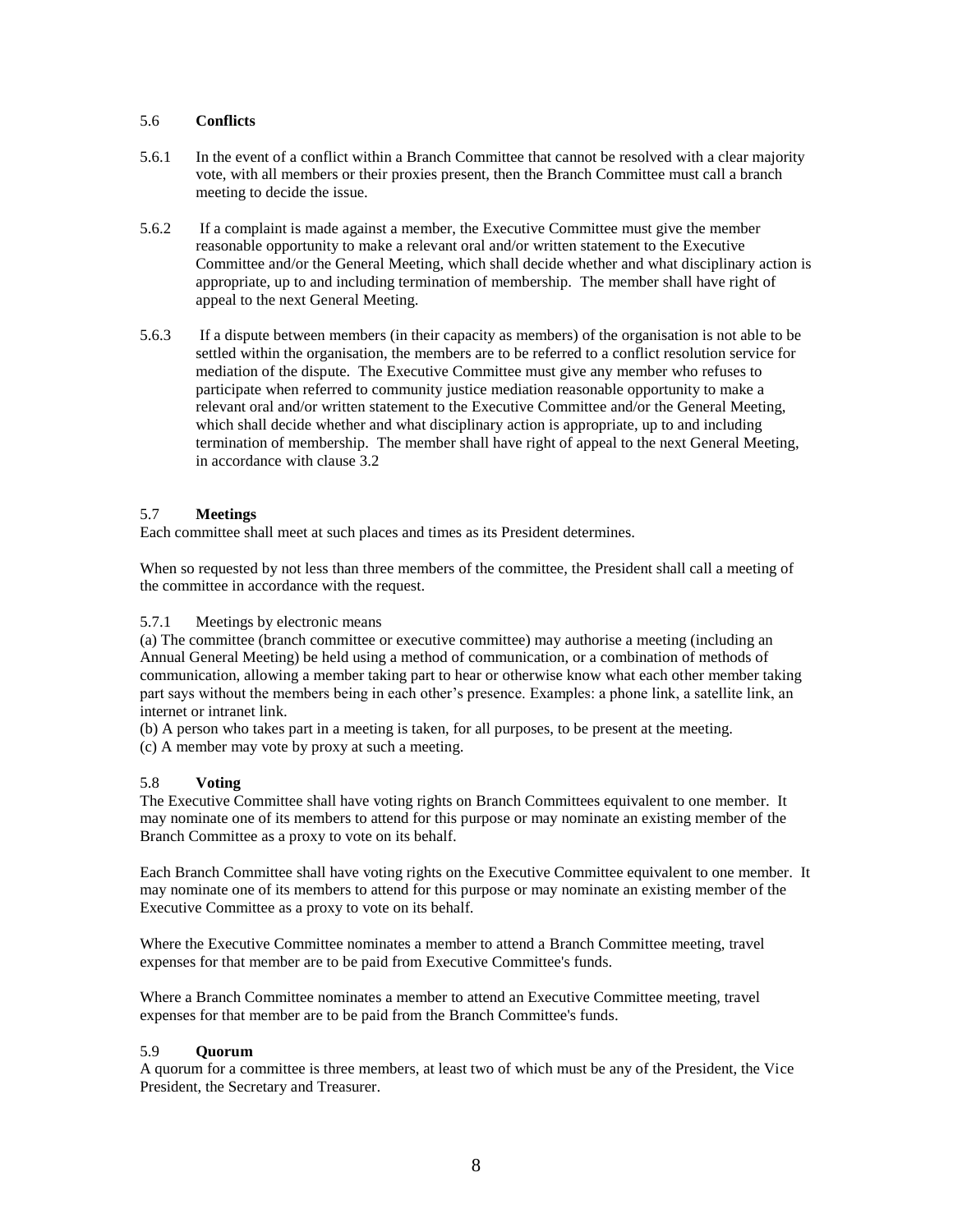### 5.6 **Conflicts**

5.6.1 In the event of a conflict within a Branch Committee that cannot be resolved with a clear majority vote, with all members or their proxies present, then the Branch Committee must call a branch meeting to decide the issue.

5.6.2 If a complaint is made against a member, the Executive Committee must give the member reasonable opportunity to make a relevant oral and/or written statement to the Executive Committee and/or the General Meeting, which shall decide whether and what disciplinary action is appropriate, up to and including termination of membership. The member shall have right of appeal to the next General Meeting.

5.6.3 If a dispute between members (in their capacity as members) of the organisation is not able to be settled within the organisation, the members are to be referred to a conflict resolution service for mediation of the dispute. The Executive Committee must give any member who refuses to participate when referred to community justice mediation reasonable opportunity to make a relevant oral and/or written statement to the Executive Committee and/or the General Meeting, which shall decide whether and what disciplinary action is appropriate, up to and including termination of membership. The member shall have right of appeal to the next General Meeting, in accordance with clause 3.2

### 5.7 **Meetings**

Each committee shall meet at such places and times as its President determines.

When so requested by not less than three members of the committee, the President shall call a meeting of the committee in accordance with the request.

5.7.1 Meetings by electronic means

(a) The committee (branch committee or executive committee) may authorise a meeting (including an Annual General Meeting) be held using a method of communication, or a combination of methods of communication, allowing a member taking part to hear or otherwise know what each other member taking part says without the members being in each other's presence. Examples: a phone link, a satellite link, an internet or intranet link.

(b) A person who takes part in a meeting is taken, for all purposes, to be present at the meeting.

(c) A member may vote by proxy at such a meeting.

### 5.8 **Voting**

The Executive Committee shall have voting rights on Branch Committees equivalent to one member. It may nominate one of its members to attend for this purpose or may nominate an existing member of the Branch Committee as a proxy to vote on its behalf.

Each Branch Committee shall have voting rights on the Executive Committee equivalent to one member. It may nominate one of its members to attend for this purpose or may nominate an existing member of the Executive Committee as a proxy to vote on its behalf.

Where the Executive Committee nominates a member to attend a Branch Committee meeting, travel expenses for that member are to be paid from Executive Committee's funds.

Where a Branch Committee nominates a member to attend an Executive Committee meeting, travel expenses for that member are to be paid from the Branch Committee's funds.

### 5.9 **Quorum**

A quorum for a committee is three members, at least two of which must be any of the President, the Vice President, the Secretary and Treasurer.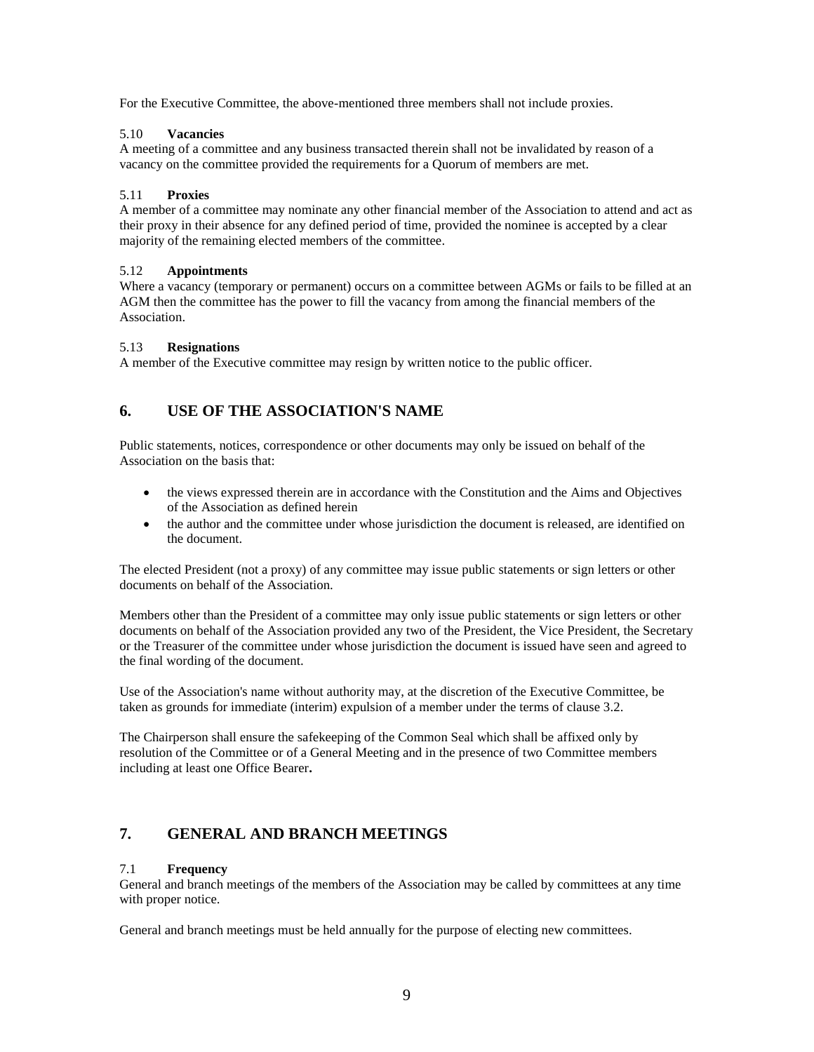For the Executive Committee, the above-mentioned three members shall not include proxies.

### 5.10 **Vacancies**

A meeting of a committee and any business transacted therein shall not be invalidated by reason of a vacancy on the committee provided the requirements for a Quorum of members are met.

### 5.11 **Proxies**

A member of a committee may nominate any other financial member of the Association to attend and act as their proxy in their absence for any defined period of time, provided the nominee is accepted by a clear majority of the remaining elected members of the committee.

### 5.12 **Appointments**

Where a vacancy (temporary or permanent) occurs on a committee between AGMs or fails to be filled at an AGM then the committee has the power to fill the vacancy from among the financial members of the Association.

### 5.13 **Resignations**

A member of the Executive committee may resign by written notice to the public officer.

## 6. USE OF THE ASSOCIATION'S NAME

Public statements, notices, correspondence or other documents may only be issued on behalf of the Association on the basis that:

- the views expressed therein are in accordance with the Constitution and the Aims and Objectives of the Association as defined herein
- the author and the committee under whose jurisdiction the document is released, are identified on the document.

The elected President (not a proxy) of any committee may issue public statements or sign letters or other documents on behalf of the Association.

Members other than the President of a committee may only issue public statements or sign letters or other documents on behalf of the Association provided any two of the President, the Vice President, the Secretary or the Treasurer of the committee under whose jurisdiction the document is issued have seen and agreed to the final wording of the document.

Use of the Association's name without authority may, at the discretion of the Executive Committee, be taken as grounds for immediate (interim) expulsion of a member under the terms of clause 3.2.

The Chairperson shall ensure the safekeeping of the Common Seal which shall be affixed only by resolution of the Committee or of a General Meeting and in the presence of two Committee members including at least one Office Bearer**.**

## 7. GENERAL AND BRANCH MEETINGS

### 7.1 **Frequency**

General and branch meetings of the members of the Association may be called by committees at any time with proper notice.

General and branch meetings must be held annually for the purpose of electing new committees.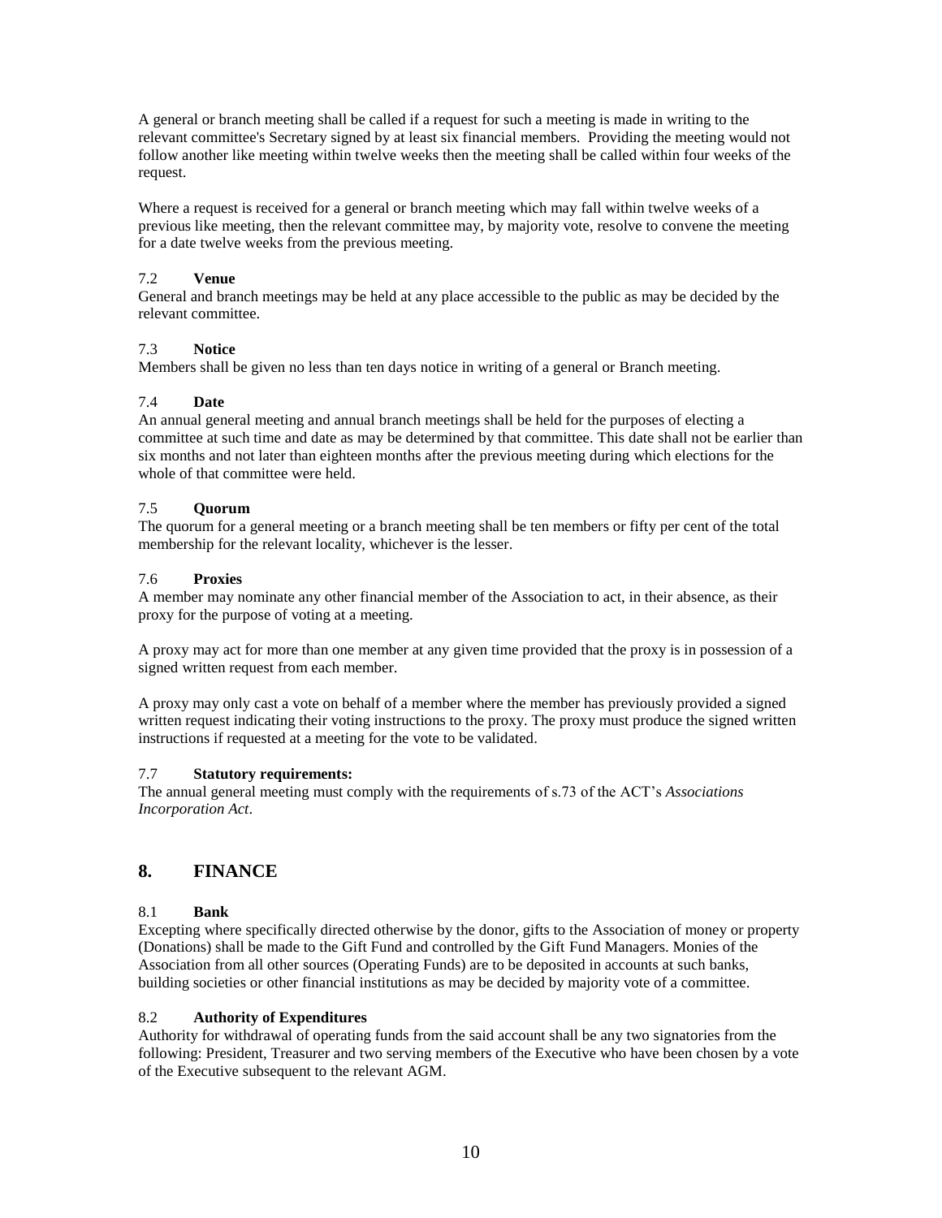A general or branch meeting shall be called if a request for such a meeting is made in writing to the relevant committee's Secretary signed by at least six financial members. Providing the meeting would not follow another like meeting within twelve weeks then the meeting shall be called within four weeks of the request.

Where a request is received for a general or branch meeting which may fall within twelve weeks of a previous like meeting, then the relevant committee may, by majority vote, resolve to convene the meeting for a date twelve weeks from the previous meeting.

### 7.2 **Venue**

General and branch meetings may be held at any place accessible to the public as may be decided by the relevant committee.

### 7.3 **Notice**

Members shall be given no less than ten days notice in writing of a general or Branch meeting.

### 7.4 **Date**

An annual general meeting and annual branch meetings shall be held for the purposes of electing a committee at such time and date as may be determined by that committee. This date shall not be earlier than six months and not later than eighteen months after the previous meeting during which elections for the whole of that committee were held.

### 7.5 **Quorum**

The quorum for a general meeting or a branch meeting shall be ten members or fifty per cent of the total membership for the relevant locality, whichever is the lesser.

### 7.6 **Proxies**

A member may nominate any other financial member of the Association to act, in their absence, as their proxy for the purpose of voting at a meeting.

A proxy may act for more than one member at any given time provided that the proxy is in possession of a signed written request from each member.

A proxy may only cast a vote on behalf of a member where the member has previously provided a signed written request indicating their voting instructions to the proxy. The proxy must produce the signed written instructions if requested at a meeting for the vote to be validated.

### 7.7 **Statutory requirements:**

The annual general meeting must comply with the requirements of s.73 of the ACT's *Associations Incorporation Act*.

## 8. FINANCE

### 8.1 **Bank**

Excepting where specifically directed otherwise by the donor, gifts to the Association of money or property (Donations) shall be made to the Gift Fund and controlled by the Gift Fund Managers. Monies of the Association from all other sources (Operating Funds) are to be deposited in accounts at such banks, building societies or other financial institutions as may be decided by majority vote of a committee.

### 8.2 **Authority of Expenditures**

Authority for withdrawal of operating funds from the said account shall be any two signatories from the following: President, Treasurer and two serving members of the Executive who have been chosen by a vote of the Executive subsequent to the relevant AGM.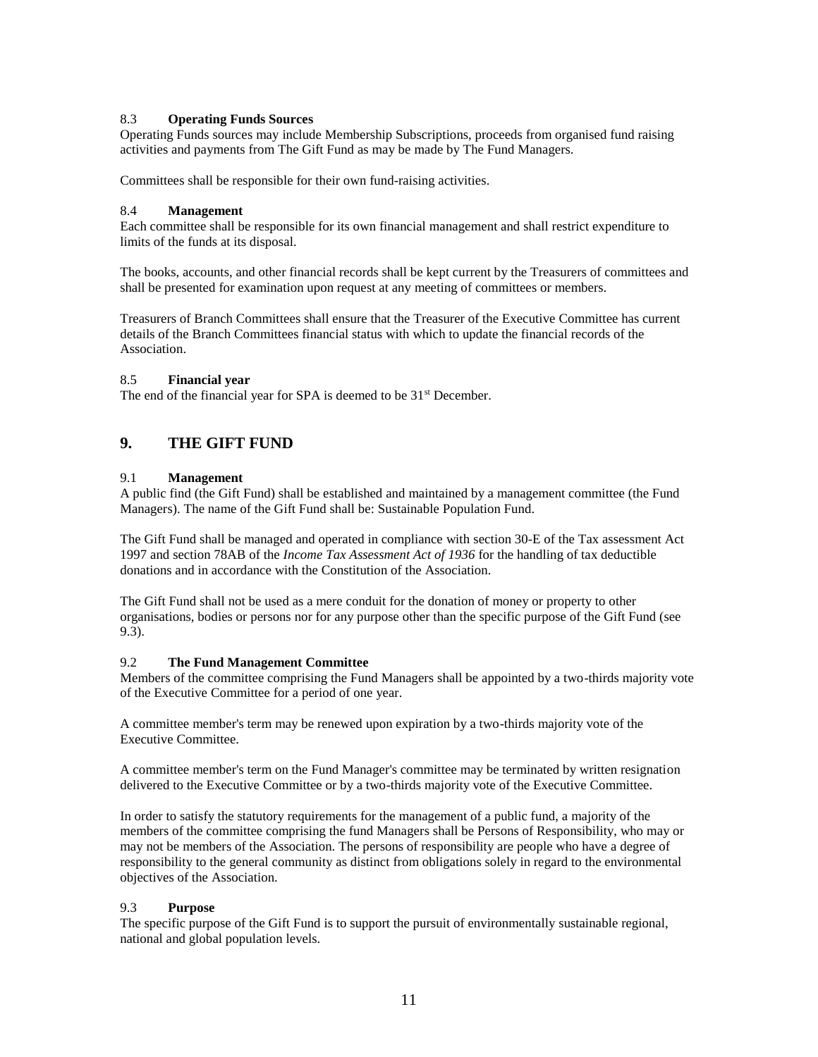### 8.3 **Operating Funds Sources**

Operating Funds sources may include Membership Subscriptions, proceeds from organised fund raising activities and payments from The Gift Fund as may be made by The Fund Managers.

Committees shall be responsible for their own fund-raising activities.

### 8.4 **Management**

Each committee shall be responsible for its own financial management and shall restrict expenditure to limits of the funds at its disposal.

The books, accounts, and other financial records shall be kept current by the Treasurers of committees and shall be presented for examination upon request at any meeting of committees or members.

Treasurers of Branch Committees shall ensure that the Treasurer of the Executive Committee has current details of the Branch Committees financial status with which to update the financial records of the Association.

### 8.5 **Financial year**

The end of the financial year for SPA is deemed to be 31st December.

## 9. THE GIFT FUND

### 9.1 **Management**

A public find (the Gift Fund) shall be established and maintained by a management committee (the Fund Managers). The name of the Gift Fund shall be: Sustainable Population Fund.

The Gift Fund shall be managed and operated in compliance with section 30-E of the Tax assessment Act 1997 and section 78AB of the *Income Tax Assessment Act of 1936* for the handling of tax deductible donations and in accordance with the Constitution of the Association.

The Gift Fund shall not be used as a mere conduit for the donation of money or property to other organisations, bodies or persons nor for any purpose other than the specific purpose of the Gift Fund (see 9.3).

### 9.2 **The Fund Management Committee**

Members of the committee comprising the Fund Managers shall be appointed by a two-thirds majority vote of the Executive Committee for a period of one year.

A committee member's term may be renewed upon expiration by a two-thirds majority vote of the Executive Committee.

A committee member's term on the Fund Manager's committee may be terminated by written resignation delivered to the Executive Committee or by a two-thirds majority vote of the Executive Committee.

In order to satisfy the statutory requirements for the management of a public fund, a majority of the members of the committee comprising the fund Managers shall be Persons of Responsibility, who may or may not be members of the Association. The persons of responsibility are people who have a degree of responsibility to the general community as distinct from obligations solely in regard to the environmental objectives of the Association.

### 9.3 **Purpose**

The specific purpose of the Gift Fund is to support the pursuit of environmentally sustainable regional, national and global population levels.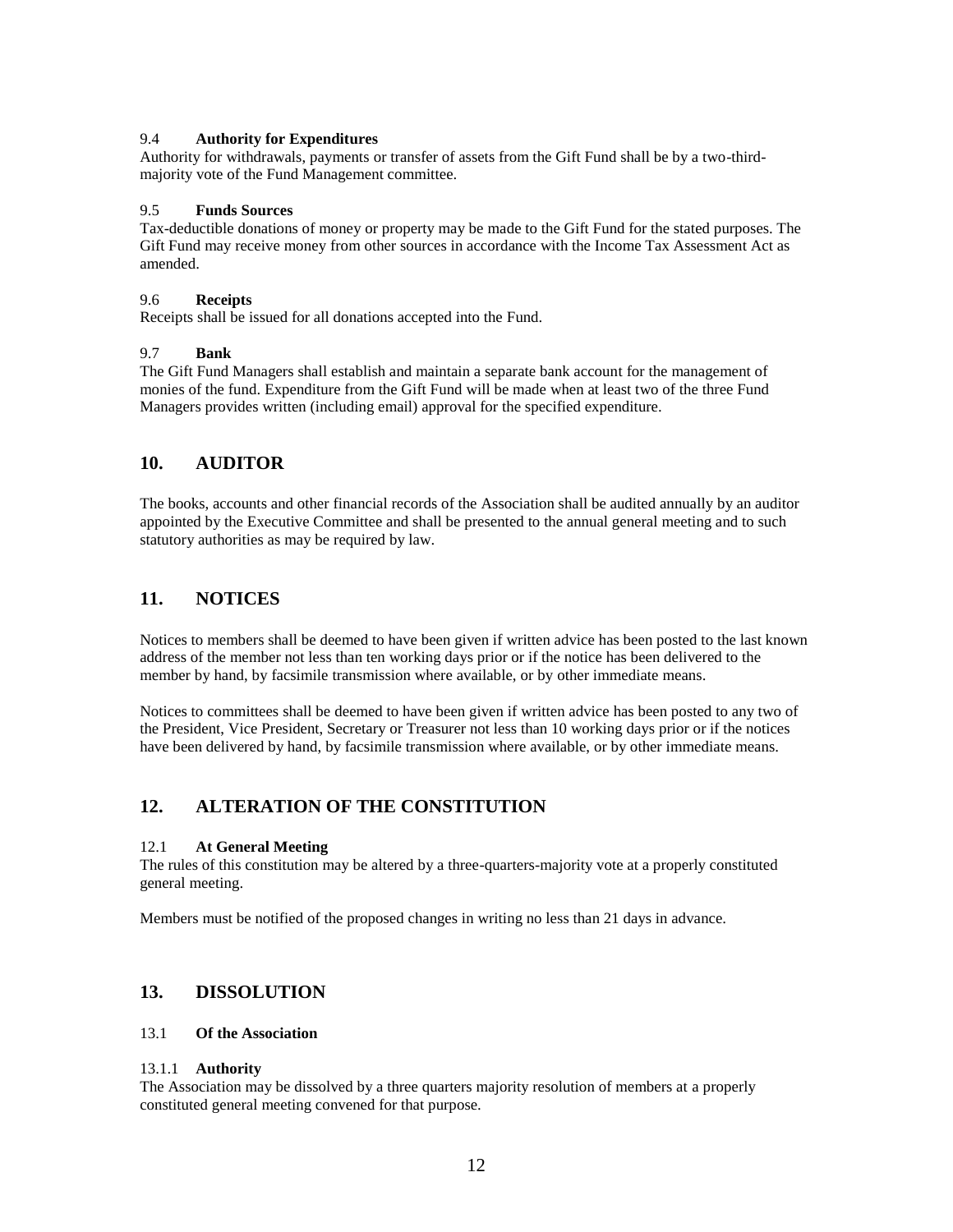### 9.4 Authority for Expenditures

Authority for withdrawals, payments or transfer of assets from the Gift Fund shall be by a two-third-majority vote of the Fund Management committee.

### 9.5 Funds Sources

Tax-deductible donations of money or property may be made to the Gift Fund for the stated purposes. The Gift Fund may receive money from other sources in accordance with the Income Tax Assessment Act as amended.

### 9.6 Receipts

Receipts shall be issued for all donations accepted into the Fund.

### 9.7 Bank

The Gift Fund Managers shall establish and maintain a separate bank account for the management of monies of the fund. Expenditure from the Gift Fund will be made when at least two of the three Fund Managers provides written (including email) approval for the specified expenditure.

## 10. AUDITOR

The books, accounts and other financial records of the Association shall be audited annually by an auditor appointed by the Executive Committee and shall be presented to the annual general meeting and to such statutory authorities as may be required by law.

## 11. NOTICES

Notices to members shall be deemed to have been given if written advice has been posted to the last known address of the member not less than ten working days prior or if the notice has been delivered to the member by hand, by facsimile transmission where available, or by other immediate means.

Notices to committees shall be deemed to have been given if written advice has been posted to any two of the President, Vice President, Secretary or Treasurer not less than 10 working days prior or if the notices have been delivered by hand, by facsimile transmission where available, or by other immediate means.

## 12. ALTERATION OF THE CONSTITUTION

### 12.1 At General Meeting

The rules of this constitution may be altered by a three-quarters-majority vote at a properly constituted general meeting.

Members must be notified of the proposed changes in writing no less than 21 days in advance.

## 13. DISSOLUTION

### 13.1 Of the Association

#### 13.1.1 Authority

The Association may be dissolved by a three quarters majority resolution of members at a properly constituted general meeting convened for that purpose.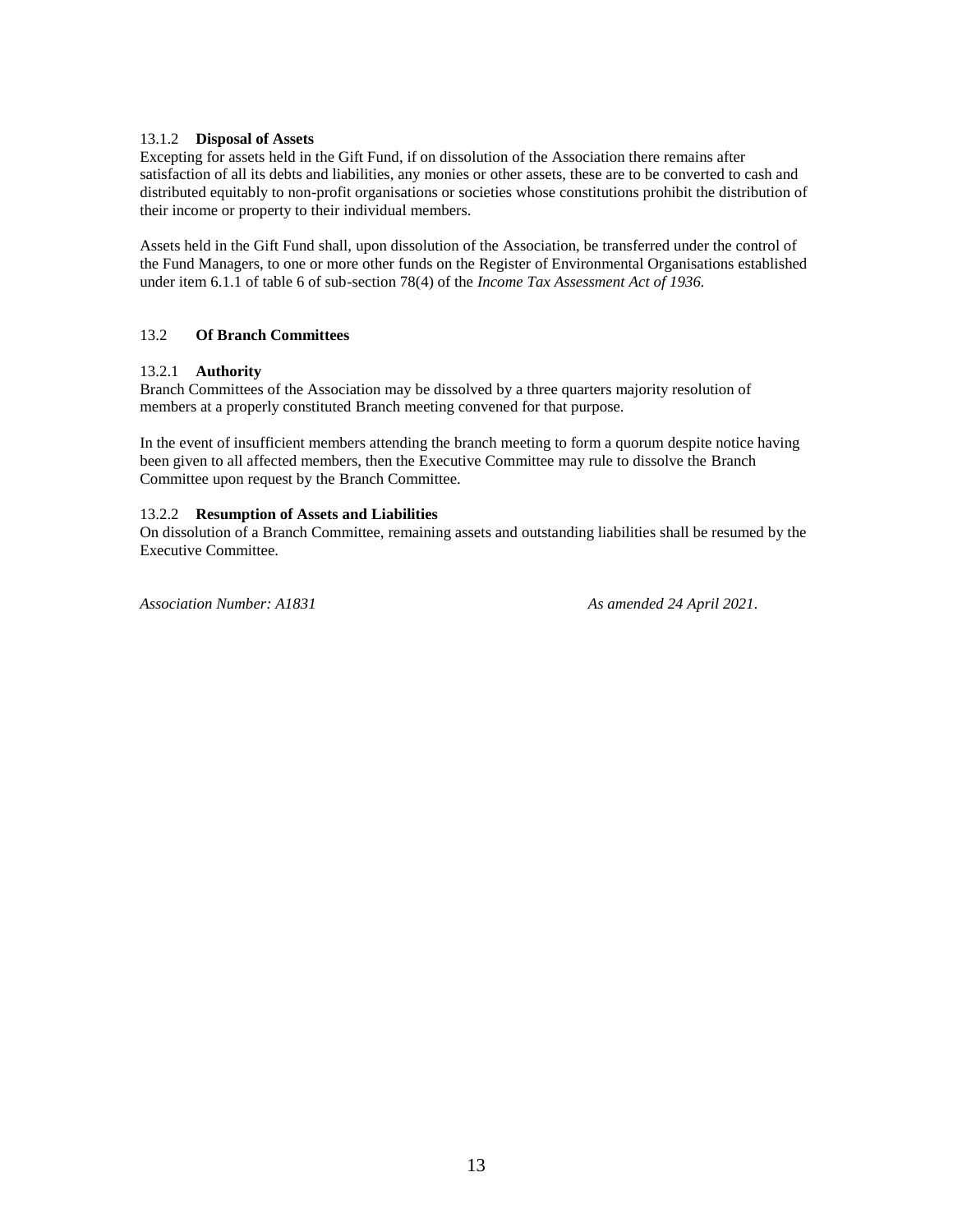#### 13.1.2 **Disposal of Assets**

Excepting for assets held in the Gift Fund, if on dissolution of the Association there remains after satisfaction of all its debts and liabilities, any monies or other assets, these are to be converted to cash and distributed equitably to non-profit organisations or societies whose constitutions prohibit the distribution of their income or property to their individual members.

Assets held in the Gift Fund shall, upon dissolution of the Association, be transferred under the control of the Fund Managers, to one or more other funds on the Register of Environmental Organisations established under item 6.1.1 of table 6 of sub-section 78(4) of the *Income Tax Assessment Act of 1936.*

### 13.2 **Of Branch Committees**

#### 13.2.1 **Authority**

Branch Committees of the Association may be dissolved by a three quarters majority resolution of members at a properly constituted Branch meeting convened for that purpose.

In the event of insufficient members attending the branch meeting to form a quorum despite notice having been given to all affected members, then the Executive Committee may rule to dissolve the Branch Committee upon request by the Branch Committee.

#### 13.2.2 **Resumption of Assets and Liabilities**

On dissolution of a Branch Committee, remaining assets and outstanding liabilities shall be resumed by the Executive Committee.

*Association Number: A1831* *As amended 24 April 2021.*